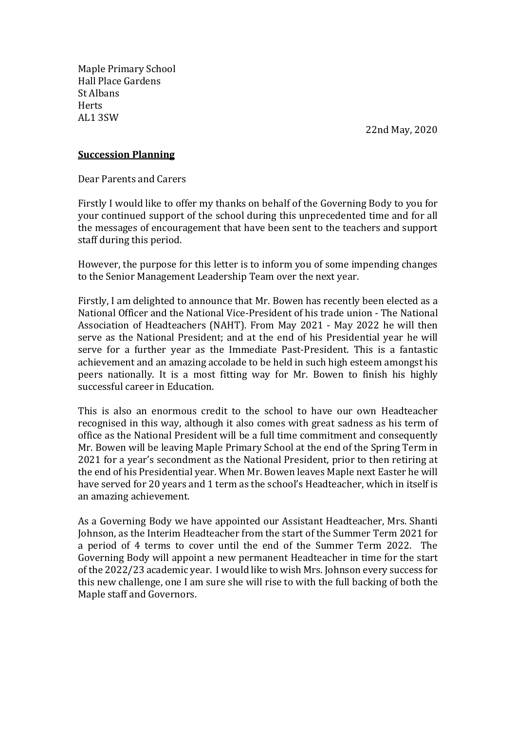Maple Primary School
Hall Place Gardens
St Albans
Herts
AL1 3SW

22nd May, 2020

**Succession Planning**

Dear Parents and Carers

Firstly I would like to offer my thanks on behalf of the Governing Body to you for your continued support of the school during this unprecedented time and for all the messages of encouragement that have been sent to the teachers and support staff during this period.

However, the purpose for this letter is to inform you of some impending changes to the Senior Management Leadership Team over the next year.

Firstly, I am delighted to announce that Mr. Bowen has recently been elected as a National Officer and the National Vice-President of his trade union - The National Association of Headteachers (NAHT). From May 2021 - May 2022 he will then serve as the National President; and at the end of his Presidential year he will serve for a further year as the Immediate Past-President. This is a fantastic achievement and an amazing accolade to be held in such high esteem amongst his peers nationally. It is a most fitting way for Mr. Bowen to finish his highly successful career in Education.

This is also an enormous credit to the school to have our own Headteacher recognised in this way, although it also comes with great sadness as his term of office as the National President will be a full time commitment and consequently Mr. Bowen will be leaving Maple Primary School at the end of the Spring Term in 2021 for a year's secondment as the National President, prior to then retiring at the end of his Presidential year. When Mr. Bowen leaves Maple next Easter he will have served for 20 years and 1 term as the school's Headteacher, which in itself is an amazing achievement.

As a Governing Body we have appointed our Assistant Headteacher, Mrs. Shanti Johnson, as the Interim Headteacher from the start of the Summer Term 2021 for a period of 4 terms to cover until the end of the Summer Term 2022. The Governing Body will appoint a new permanent Headteacher in time for the start of the 2022/23 academic year. I would like to wish Mrs. Johnson every success for this new challenge, one I am sure she will rise to with the full backing of both the Maple staff and Governors.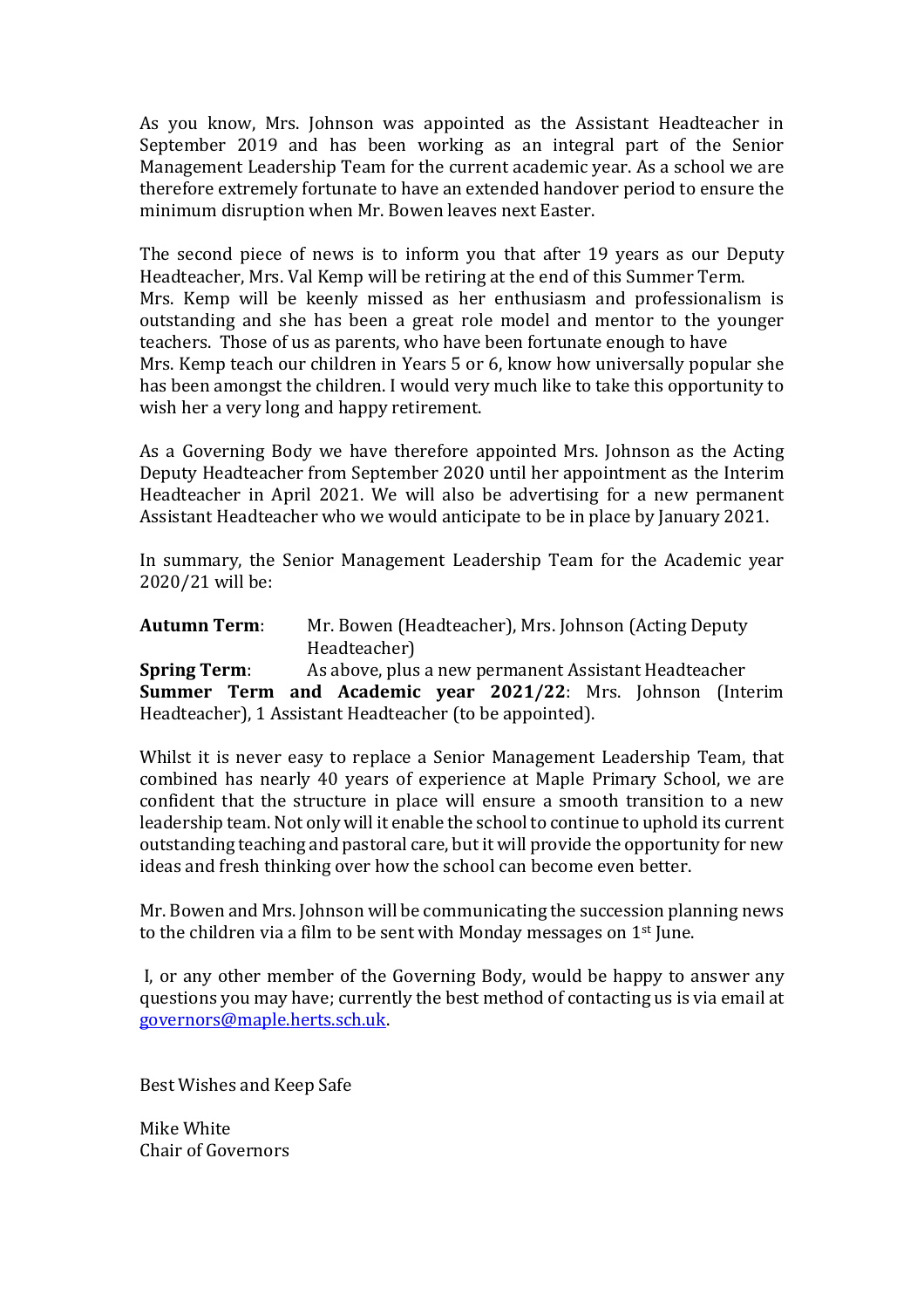As you know, Mrs. Johnson was appointed as the Assistant Headteacher in September 2019 and has been working as an integral part of the Senior Management Leadership Team for the current academic year. As a school we are therefore extremely fortunate to have an extended handover period to ensure the minimum disruption when Mr. Bowen leaves next Easter.

The second piece of news is to inform you that after 19 years as our Deputy Headteacher, Mrs. Val Kemp will be retiring at the end of this Summer Term. Mrs. Kemp will be keenly missed as her enthusiasm and professionalism is outstanding and she has been a great role model and mentor to the younger teachers. Those of us as parents, who have been fortunate enough to have Mrs. Kemp teach our children in Years 5 or 6, know how universally popular she has been amongst the children. I would very much like to take this opportunity to wish her a very long and happy retirement.

As a Governing Body we have therefore appointed Mrs. Johnson as the Acting Deputy Headteacher from September 2020 until her appointment as the Interim Headteacher in April 2021. We will also be advertising for a new permanent Assistant Headteacher who we would anticipate to be in place by January 2021.

In summary, the Senior Management Leadership Team for the Academic year 2020/21 will be:

**Autumn Term**: Mr. Bowen (Headteacher), Mrs. Johnson (Acting Deputy Headteacher)
**Spring Term**: As above, plus a new permanent Assistant Headteacher
**Summer Term and Academic year 2021/22**: Mrs. Johnson (Interim Headteacher), 1 Assistant Headteacher (to be appointed).

Whilst it is never easy to replace a Senior Management Leadership Team, that combined has nearly 40 years of experience at Maple Primary School, we are confident that the structure in place will ensure a smooth transition to a new leadership team. Not only will it enable the school to continue to uphold its current outstanding teaching and pastoral care, but it will provide the opportunity for new ideas and fresh thinking over how the school can become even better.

Mr. Bowen and Mrs. Johnson will be communicating the succession planning news to the children via a film to be sent with Monday messages on 1st June.

I, or any other member of the Governing Body, would be happy to answer any questions you may have; currently the best method of contacting us is via email at governors@maple.herts.sch.uk.

Best Wishes and Keep Safe

Mike White
Chair of Governors